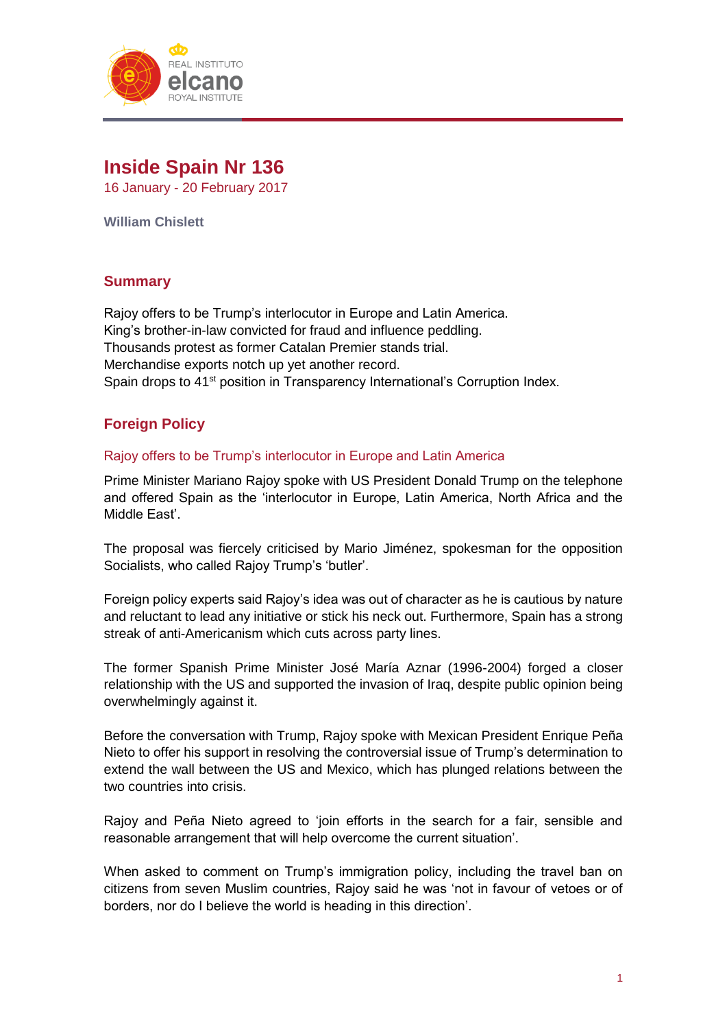# Inside Spain Nr 136

16 January - 20 February 2017

**William Chislett**

## Summary

Rajoy offers to be Trump's interlocutor in Europe and Latin America.
King's brother-in-law convicted for fraud and influence peddling.
Thousands protest as former Catalan Premier stands trial.
Merchandise exports notch up yet another record.
Spain drops to 41st position in Transparency International's Corruption Index.

## Foreign Policy

### Rajoy offers to be Trump's interlocutor in Europe and Latin America

Prime Minister Mariano Rajoy spoke with US President Donald Trump on the telephone and offered Spain as the 'interlocutor in Europe, Latin America, North Africa and the Middle East'.

The proposal was fiercely criticised by Mario Jiménez, spokesman for the opposition Socialists, who called Rajoy Trump's 'butler'.

Foreign policy experts said Rajoy's idea was out of character as he is cautious by nature and reluctant to lead any initiative or stick his neck out. Furthermore, Spain has a strong streak of anti-Americanism which cuts across party lines.

The former Spanish Prime Minister José María Aznar (1996-2004) forged a closer relationship with the US and supported the invasion of Iraq, despite public opinion being overwhelmingly against it.

Before the conversation with Trump, Rajoy spoke with Mexican President Enrique Peña Nieto to offer his support in resolving the controversial issue of Trump's determination to extend the wall between the US and Mexico, which has plunged relations between the two countries into crisis.

Rajoy and Peña Nieto agreed to 'join efforts in the search for a fair, sensible and reasonable arrangement that will help overcome the current situation'.

When asked to comment on Trump's immigration policy, including the travel ban on citizens from seven Muslim countries, Rajoy said he was 'not in favour of vetoes or of borders, nor do I believe the world is heading in this direction'.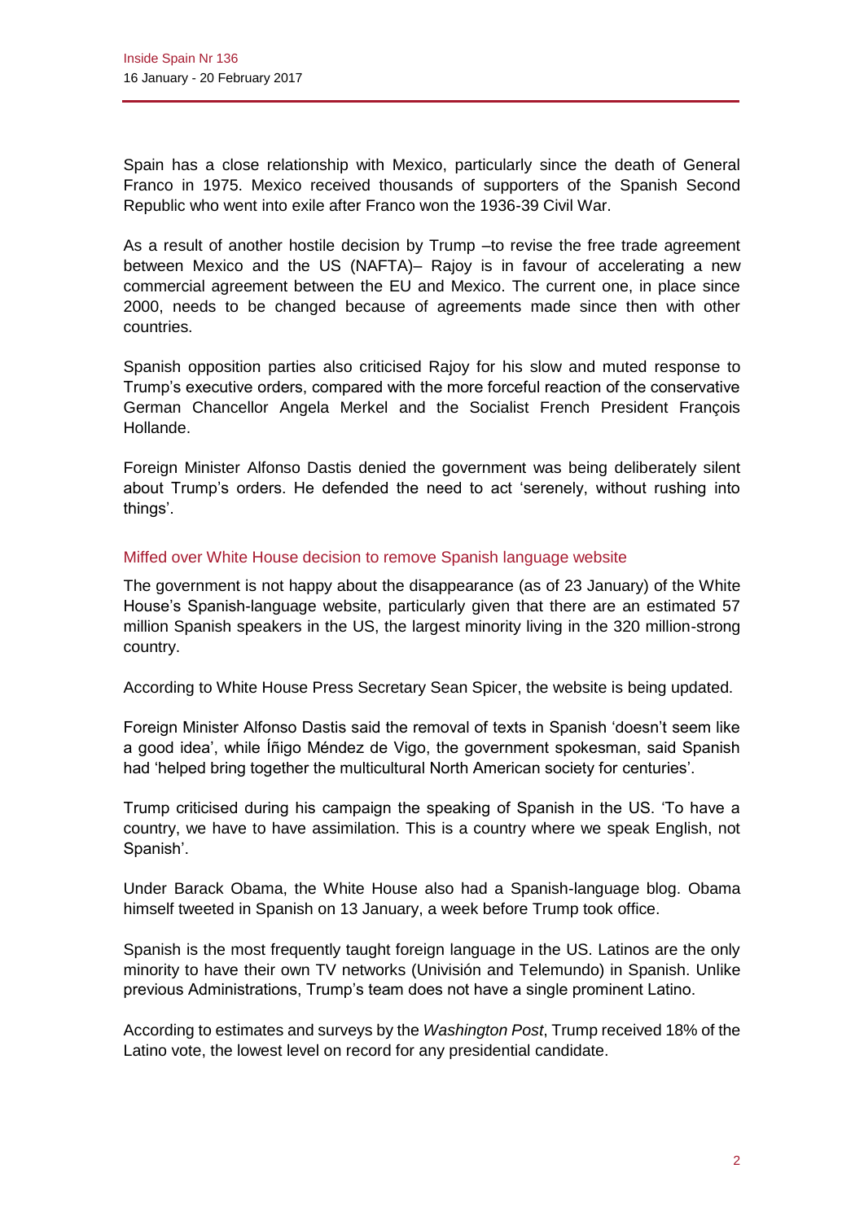Spain has a close relationship with Mexico, particularly since the death of General Franco in 1975. Mexico received thousands of supporters of the Spanish Second Republic who went into exile after Franco won the 1936-39 Civil War.

As a result of another hostile decision by Trump –to revise the free trade agreement between Mexico and the US (NAFTA)– Rajoy is in favour of accelerating a new commercial agreement between the EU and Mexico. The current one, in place since 2000, needs to be changed because of agreements made since then with other countries.

Spanish opposition parties also criticised Rajoy for his slow and muted response to Trump's executive orders, compared with the more forceful reaction of the conservative German Chancellor Angela Merkel and the Socialist French President François Hollande.

Foreign Minister Alfonso Dastis denied the government was being deliberately silent about Trump's orders. He defended the need to act 'serenely, without rushing into things'.

## Miffed over White House decision to remove Spanish language website

The government is not happy about the disappearance (as of 23 January) of the White House's Spanish-language website, particularly given that there are an estimated 57 million Spanish speakers in the US, the largest minority living in the 320 million-strong country.

According to White House Press Secretary Sean Spicer, the website is being updated.

Foreign Minister Alfonso Dastis said the removal of texts in Spanish 'doesn't seem like a good idea', while Íñigo Méndez de Vigo, the government spokesman, said Spanish had 'helped bring together the multicultural North American society for centuries'.

Trump criticised during his campaign the speaking of Spanish in the US. 'To have a country, we have to have assimilation. This is a country where we speak English, not Spanish'.

Under Barack Obama, the White House also had a Spanish-language blog. Obama himself tweeted in Spanish on 13 January, a week before Trump took office.

Spanish is the most frequently taught foreign language in the US. Latinos are the only minority to have their own TV networks (Univisión and Telemundo) in Spanish. Unlike previous Administrations, Trump's team does not have a single prominent Latino.

According to estimates and surveys by the *Washington Post*, Trump received 18% of the Latino vote, the lowest level on record for any presidential candidate.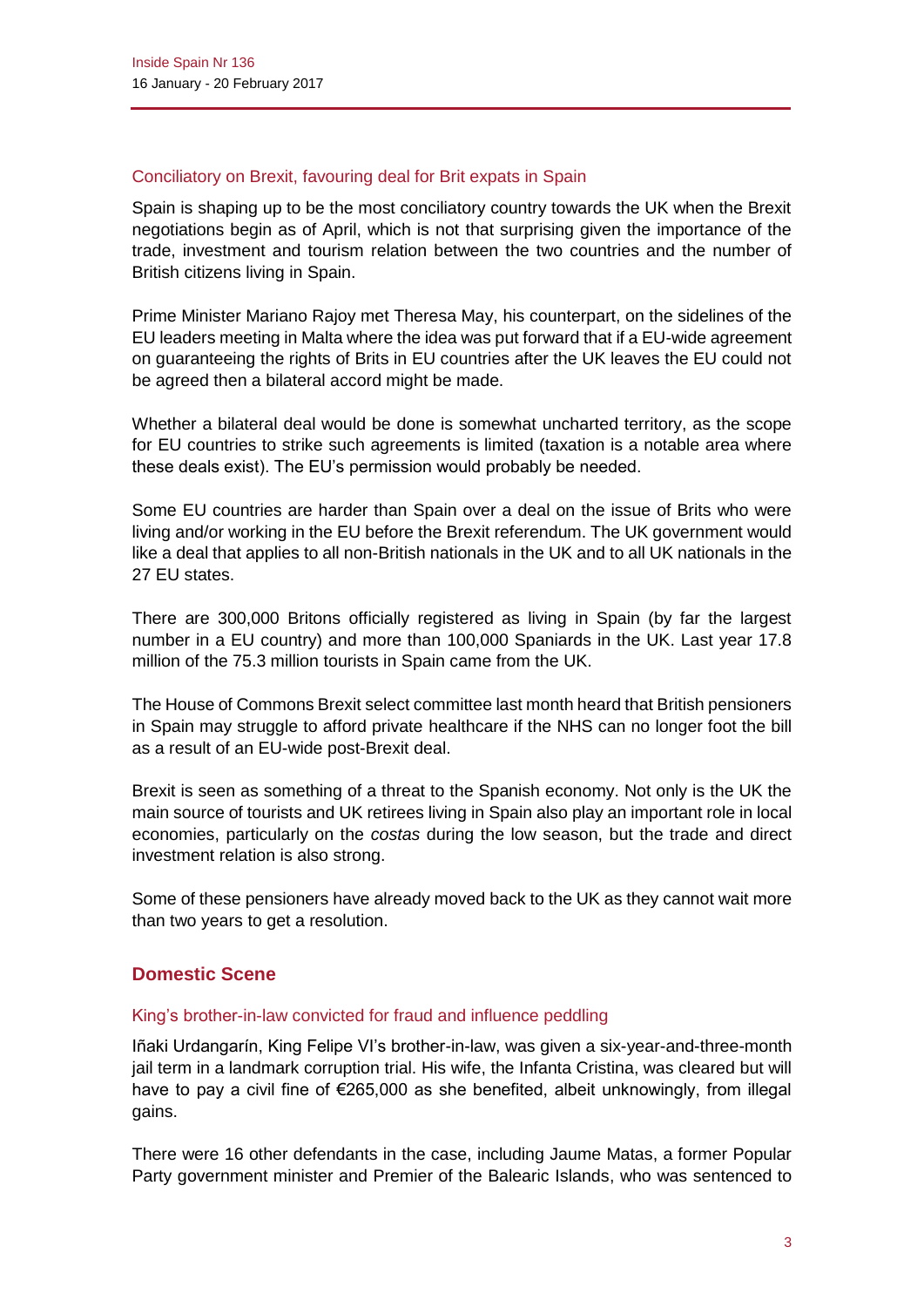### Conciliatory on Brexit, favouring deal for Brit expats in Spain

Spain is shaping up to be the most conciliatory country towards the UK when the Brexit negotiations begin as of April, which is not that surprising given the importance of the trade, investment and tourism relation between the two countries and the number of British citizens living in Spain.

Prime Minister Mariano Rajoy met Theresa May, his counterpart, on the sidelines of the EU leaders meeting in Malta where the idea was put forward that if a EU-wide agreement on guaranteeing the rights of Brits in EU countries after the UK leaves the EU could not be agreed then a bilateral accord might be made.

Whether a bilateral deal would be done is somewhat uncharted territory, as the scope for EU countries to strike such agreements is limited (taxation is a notable area where these deals exist). The EU's permission would probably be needed.

Some EU countries are harder than Spain over a deal on the issue of Brits who were living and/or working in the EU before the Brexit referendum. The UK government would like a deal that applies to all non-British nationals in the UK and to all UK nationals in the 27 EU states.

There are 300,000 Britons officially registered as living in Spain (by far the largest number in a EU country) and more than 100,000 Spaniards in the UK. Last year 17.8 million of the 75.3 million tourists in Spain came from the UK.

The House of Commons Brexit select committee last month heard that British pensioners in Spain may struggle to afford private healthcare if the NHS can no longer foot the bill as a result of an EU-wide post-Brexit deal.

Brexit is seen as something of a threat to the Spanish economy. Not only is the UK the main source of tourists and UK retirees living in Spain also play an important role in local economies, particularly on the *costas* during the low season, but the trade and direct investment relation is also strong.

Some of these pensioners have already moved back to the UK as they cannot wait more than two years to get a resolution.

## Domestic Scene

### King's brother-in-law convicted for fraud and influence peddling

Iñaki Urdangarín, King Felipe VI's brother-in-law, was given a six-year-and-three-month jail term in a landmark corruption trial. His wife, the Infanta Cristina, was cleared but will have to pay a civil fine of €265,000 as she benefited, albeit unknowingly, from illegal gains.

There were 16 other defendants in the case, including Jaume Matas, a former Popular Party government minister and Premier of the Balearic Islands, who was sentenced to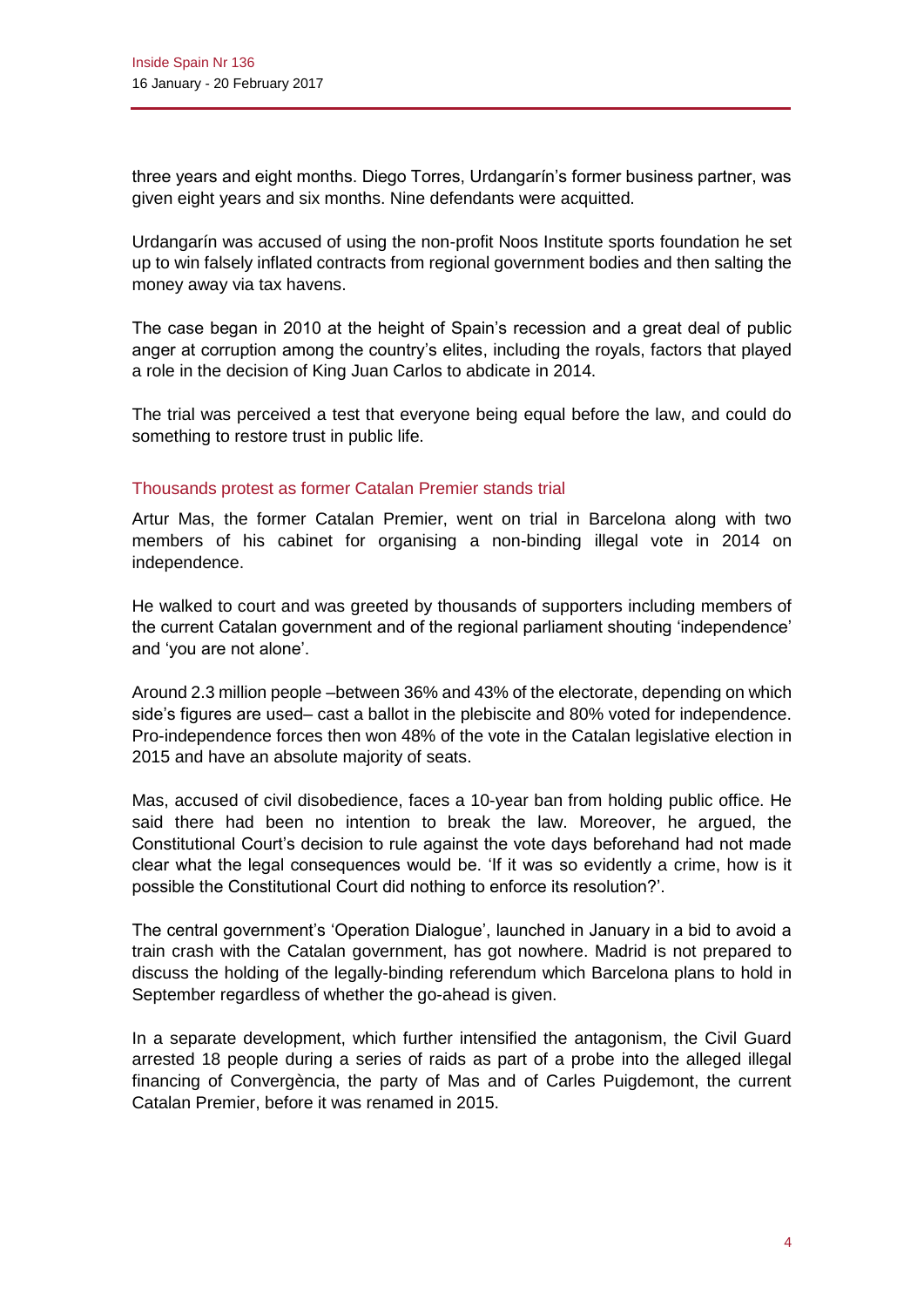three years and eight months. Diego Torres, Urdangarín's former business partner, was given eight years and six months. Nine defendants were acquitted.

Urdangarín was accused of using the non-profit Noos Institute sports foundation he set up to win falsely inflated contracts from regional government bodies and then salting the money away via tax havens.

The case began in 2010 at the height of Spain's recession and a great deal of public anger at corruption among the country's elites, including the royals, factors that played a role in the decision of King Juan Carlos to abdicate in 2014.

The trial was perceived a test that everyone being equal before the law, and could do something to restore trust in public life.

### Thousands protest as former Catalan Premier stands trial

Artur Mas, the former Catalan Premier, went on trial in Barcelona along with two members of his cabinet for organising a non-binding illegal vote in 2014 on independence.

He walked to court and was greeted by thousands of supporters including members of the current Catalan government and of the regional parliament shouting 'independence' and 'you are not alone'.

Around 2.3 million people –between 36% and 43% of the electorate, depending on which side's figures are used– cast a ballot in the plebiscite and 80% voted for independence. Pro-independence forces then won 48% of the vote in the Catalan legislative election in 2015 and have an absolute majority of seats.

Mas, accused of civil disobedience, faces a 10-year ban from holding public office. He said there had been no intention to break the law. Moreover, he argued, the Constitutional Court's decision to rule against the vote days beforehand had not made clear what the legal consequences would be. 'If it was so evidently a crime, how is it possible the Constitutional Court did nothing to enforce its resolution?'.

The central government's 'Operation Dialogue', launched in January in a bid to avoid a train crash with the Catalan government, has got nowhere. Madrid is not prepared to discuss the holding of the legally-binding referendum which Barcelona plans to hold in September regardless of whether the go-ahead is given.

In a separate development, which further intensified the antagonism, the Civil Guard arrested 18 people during a series of raids as part of a probe into the alleged illegal financing of Convergència, the party of Mas and of Carles Puigdemont, the current Catalan Premier, before it was renamed in 2015.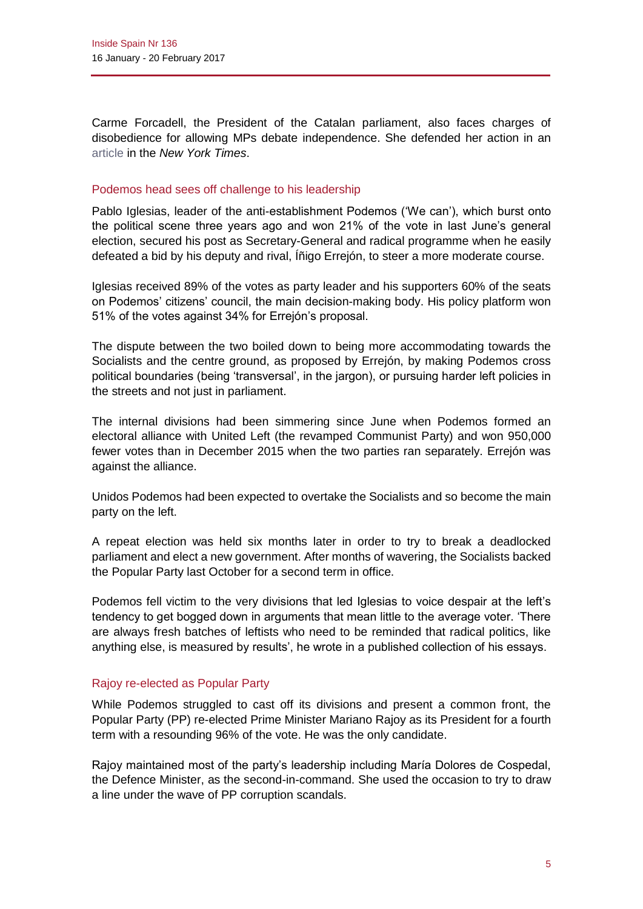Carme Forcadell, the President of the Catalan parliament, also faces charges of disobedience for allowing MPs debate independence. She defended her action in an article in the *New York Times*.

## Podemos head sees off challenge to his leadership

Pablo Iglesias, leader of the anti-establishment Podemos ('We can'), which burst onto the political scene three years ago and won 21% of the vote in last June's general election, secured his post as Secretary-General and radical programme when he easily defeated a bid by his deputy and rival, Íñigo Errejón, to steer a more moderate course.

Iglesias received 89% of the votes as party leader and his supporters 60% of the seats on Podemos' citizens' council, the main decision-making body. His policy platform won 51% of the votes against 34% for Errejón's proposal.

The dispute between the two boiled down to being more accommodating towards the Socialists and the centre ground, as proposed by Errejón, by making Podemos cross political boundaries (being 'transversal', in the jargon), or pursuing harder left policies in the streets and not just in parliament.

The internal divisions had been simmering since June when Podemos formed an electoral alliance with United Left (the revamped Communist Party) and won 950,000 fewer votes than in December 2015 when the two parties ran separately. Errejón was against the alliance.

Unidos Podemos had been expected to overtake the Socialists and so become the main party on the left.

A repeat election was held six months later in order to try to break a deadlocked parliament and elect a new government. After months of wavering, the Socialists backed the Popular Party last October for a second term in office.

Podemos fell victim to the very divisions that led Iglesias to voice despair at the left's tendency to get bogged down in arguments that mean little to the average voter. 'There are always fresh batches of leftists who need to be reminded that radical politics, like anything else, is measured by results', he wrote in a published collection of his essays.

## Rajoy re-elected as Popular Party

While Podemos struggled to cast off its divisions and present a common front, the Popular Party (PP) re-elected Prime Minister Mariano Rajoy as its President for a fourth term with a resounding 96% of the vote. He was the only candidate.

Rajoy maintained most of the party's leadership including María Dolores de Cospedal, the Defence Minister, as the second-in-command. She used the occasion to try to draw a line under the wave of PP corruption scandals.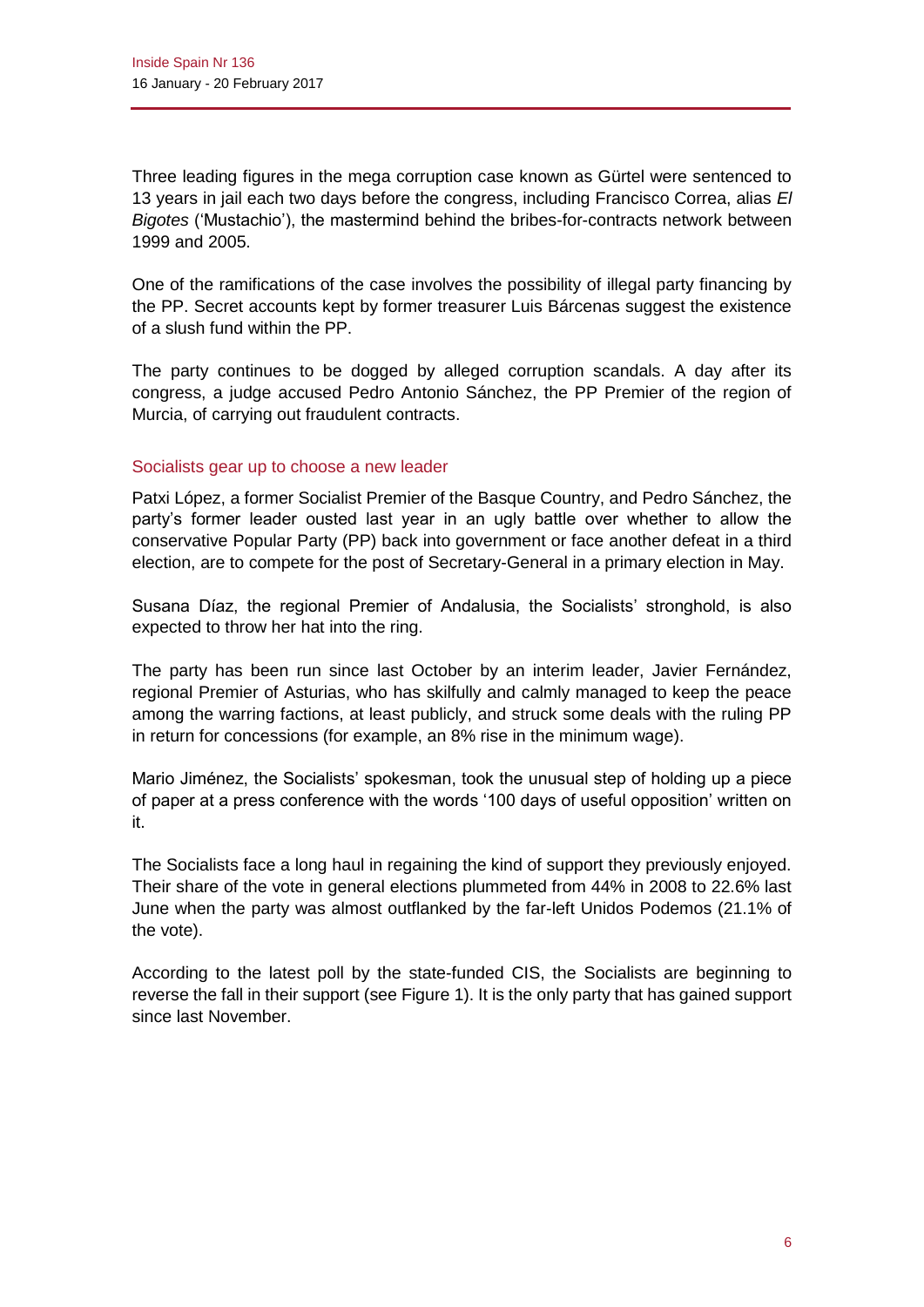Three leading figures in the mega corruption case known as Gürtel were sentenced to 13 years in jail each two days before the congress, including Francisco Correa, alias *El Bigotes* ('Mustachio'), the mastermind behind the bribes-for-contracts network between 1999 and 2005.

One of the ramifications of the case involves the possibility of illegal party financing by the PP. Secret accounts kept by former treasurer Luis Bárcenas suggest the existence of a slush fund within the PP.

The party continues to be dogged by alleged corruption scandals. A day after its congress, a judge accused Pedro Antonio Sánchez, the PP Premier of the region of Murcia, of carrying out fraudulent contracts.

## Socialists gear up to choose a new leader

Patxi López, a former Socialist Premier of the Basque Country, and Pedro Sánchez, the party's former leader ousted last year in an ugly battle over whether to allow the conservative Popular Party (PP) back into government or face another defeat in a third election, are to compete for the post of Secretary-General in a primary election in May.

Susana Díaz, the regional Premier of Andalusia, the Socialists' stronghold, is also expected to throw her hat into the ring.

The party has been run since last October by an interim leader, Javier Fernández, regional Premier of Asturias, who has skilfully and calmly managed to keep the peace among the warring factions, at least publicly, and struck some deals with the ruling PP in return for concessions (for example, an 8% rise in the minimum wage).

Mario Jiménez, the Socialists' spokesman, took the unusual step of holding up a piece of paper at a press conference with the words '100 days of useful opposition' written on it.

The Socialists face a long haul in regaining the kind of support they previously enjoyed. Their share of the vote in general elections plummeted from 44% in 2008 to 22.6% last June when the party was almost outflanked by the far-left Unidos Podemos (21.1% of the vote).

According to the latest poll by the state-funded CIS, the Socialists are beginning to reverse the fall in their support (see Figure 1). It is the only party that has gained support since last November.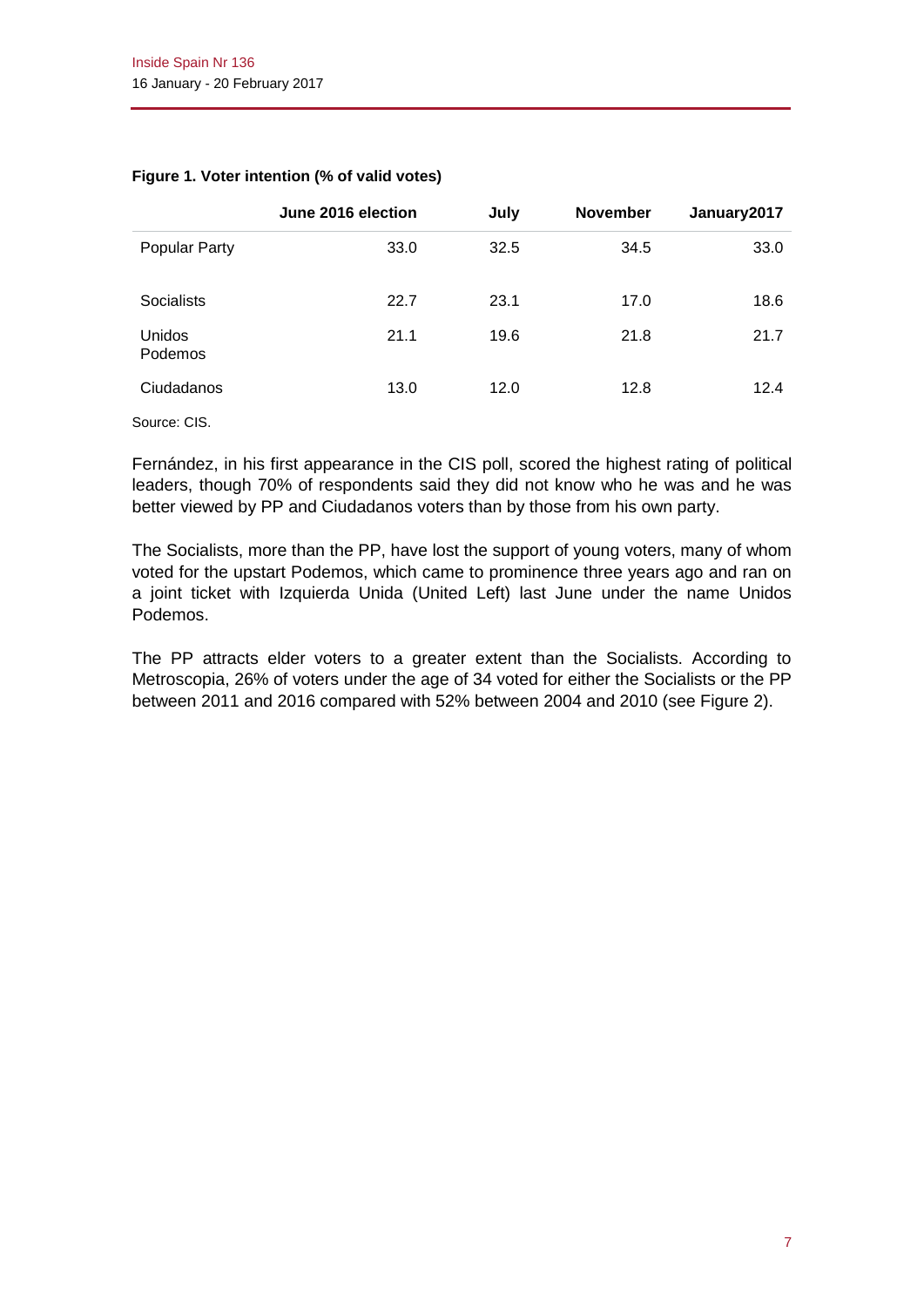**Figure 1. Voter intention (% of valid votes)**

| | June 2016 election | July | November | January2017 |
|---|---|---|---|---|
| Popular Party | 33.0 | 32.5 | 34.5 | 33.0 |
| Socialists | 22.7 | 23.1 | 17.0 | 18.6 |
| Unidos Podemos | 21.1 | 19.6 | 21.8 | 21.7 |
| Ciudadanos | 13.0 | 12.0 | 12.8 | 12.4 |

Source: CIS.

Fernández, in his first appearance in the CIS poll, scored the highest rating of political leaders, though 70% of respondents said they did not know who he was and he was better viewed by PP and Ciudadanos voters than by those from his own party.

The Socialists, more than the PP, have lost the support of young voters, many of whom voted for the upstart Podemos, which came to prominence three years ago and ran on a joint ticket with Izquierda Unida (United Left) last June under the name Unidos Podemos.

The PP attracts elder voters to a greater extent than the Socialists. According to Metroscopia, 26% of voters under the age of 34 voted for either the Socialists or the PP between 2011 and 2016 compared with 52% between 2004 and 2010 (see Figure 2).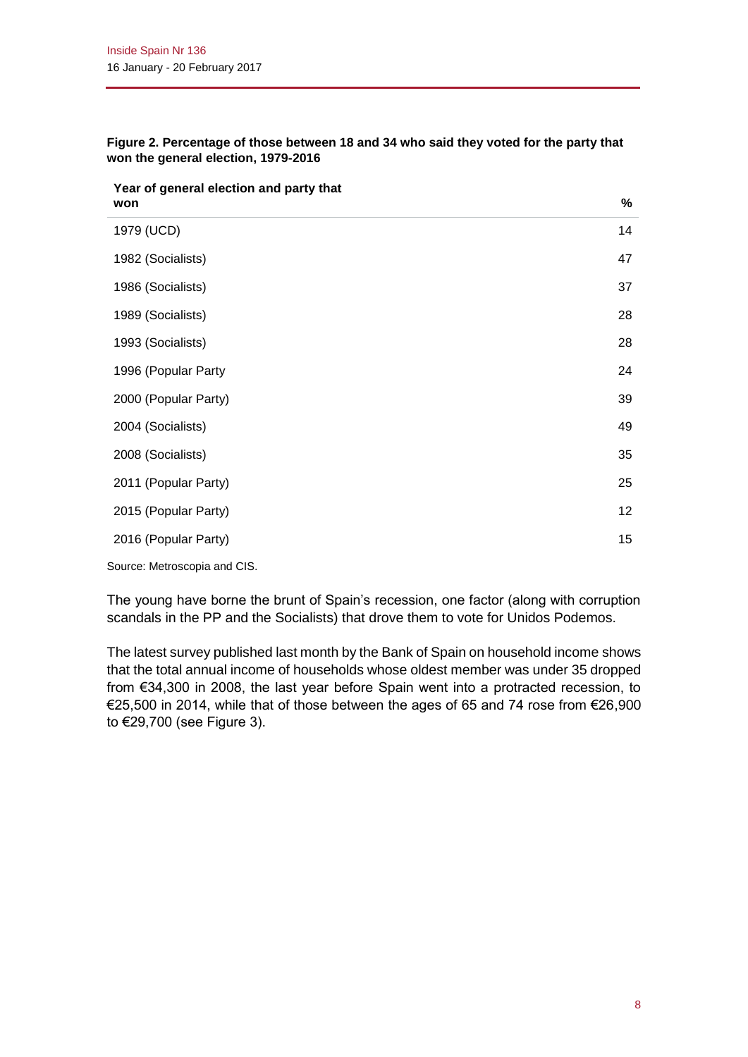**Figure 2. Percentage of those between 18 and 34 who said they voted for the party that won the general election, 1979-2016**

| Year of general election and party that won | % |
|---|---|
| 1979 (UCD) | 14 |
| 1982 (Socialists) | 47 |
| 1986 (Socialists) | 37 |
| 1989 (Socialists) | 28 |
| 1993 (Socialists) | 28 |
| 1996 (Popular Party | 24 |
| 2000 (Popular Party) | 39 |
| 2004 (Socialists) | 49 |
| 2008 (Socialists) | 35 |
| 2011 (Popular Party) | 25 |
| 2015 (Popular Party) | 12 |
| 2016 (Popular Party) | 15 |

Source: Metroscopia and CIS.

The young have borne the brunt of Spain's recession, one factor (along with corruption scandals in the PP and the Socialists) that drove them to vote for Unidos Podemos.

The latest survey published last month by the Bank of Spain on household income shows that the total annual income of households whose oldest member was under 35 dropped from €34,300 in 2008, the last year before Spain went into a protracted recession, to €25,500 in 2014, while that of those between the ages of 65 and 74 rose from €26,900 to €29,700 (see Figure 3).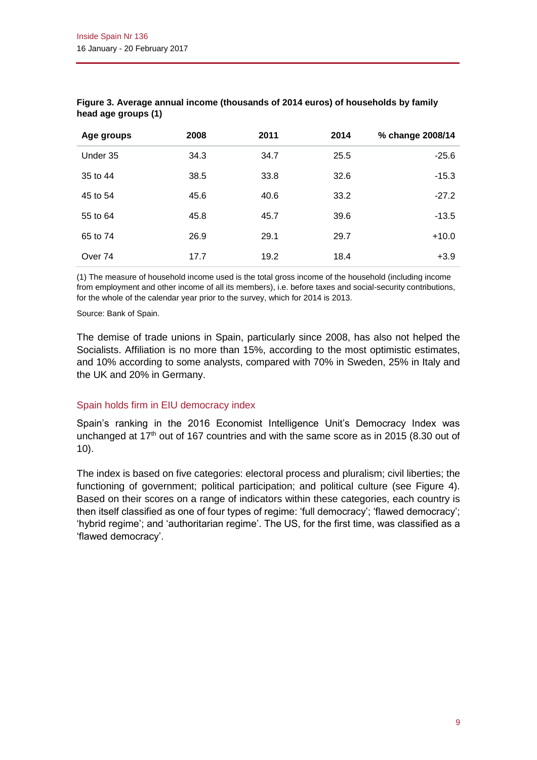**Figure 3. Average annual income (thousands of 2014 euros) of households by family head age groups (1)**

| Age groups | 2008 | 2011 | 2014 | % change 2008/14 |
|---|---|---|---|---|
| Under 35 | 34.3 | 34.7 | 25.5 | -25.6 |
| 35 to 44 | 38.5 | 33.8 | 32.6 | -15.3 |
| 45 to 54 | 45.6 | 40.6 | 33.2 | -27.2 |
| 55 to 64 | 45.8 | 45.7 | 39.6 | -13.5 |
| 65 to 74 | 26.9 | 29.1 | 29.7 | +10.0 |
| Over 74 | 17.7 | 19.2 | 18.4 | +3.9 |

(1) The measure of household income used is the total gross income of the household (including income from employment and other income of all its members), i.e. before taxes and social-security contributions, for the whole of the calendar year prior to the survey, which for 2014 is 2013.

Source: Bank of Spain.

The demise of trade unions in Spain, particularly since 2008, has also not helped the Socialists. Affiliation is no more than 15%, according to the most optimistic estimates, and 10% according to some analysts, compared with 70% in Sweden, 25% in Italy and the UK and 20% in Germany.

## Spain holds firm in EIU democracy index

Spain's ranking in the 2016 Economist Intelligence Unit's Democracy Index was unchanged at 17th out of 167 countries and with the same score as in 2015 (8.30 out of 10).

The index is based on five categories: electoral process and pluralism; civil liberties; the functioning of government; political participation; and political culture (see Figure 4). Based on their scores on a range of indicators within these categories, each country is then itself classified as one of four types of regime: 'full democracy'; 'flawed democracy'; 'hybrid regime'; and 'authoritarian regime'. The US, for the first time, was classified as a 'flawed democracy'.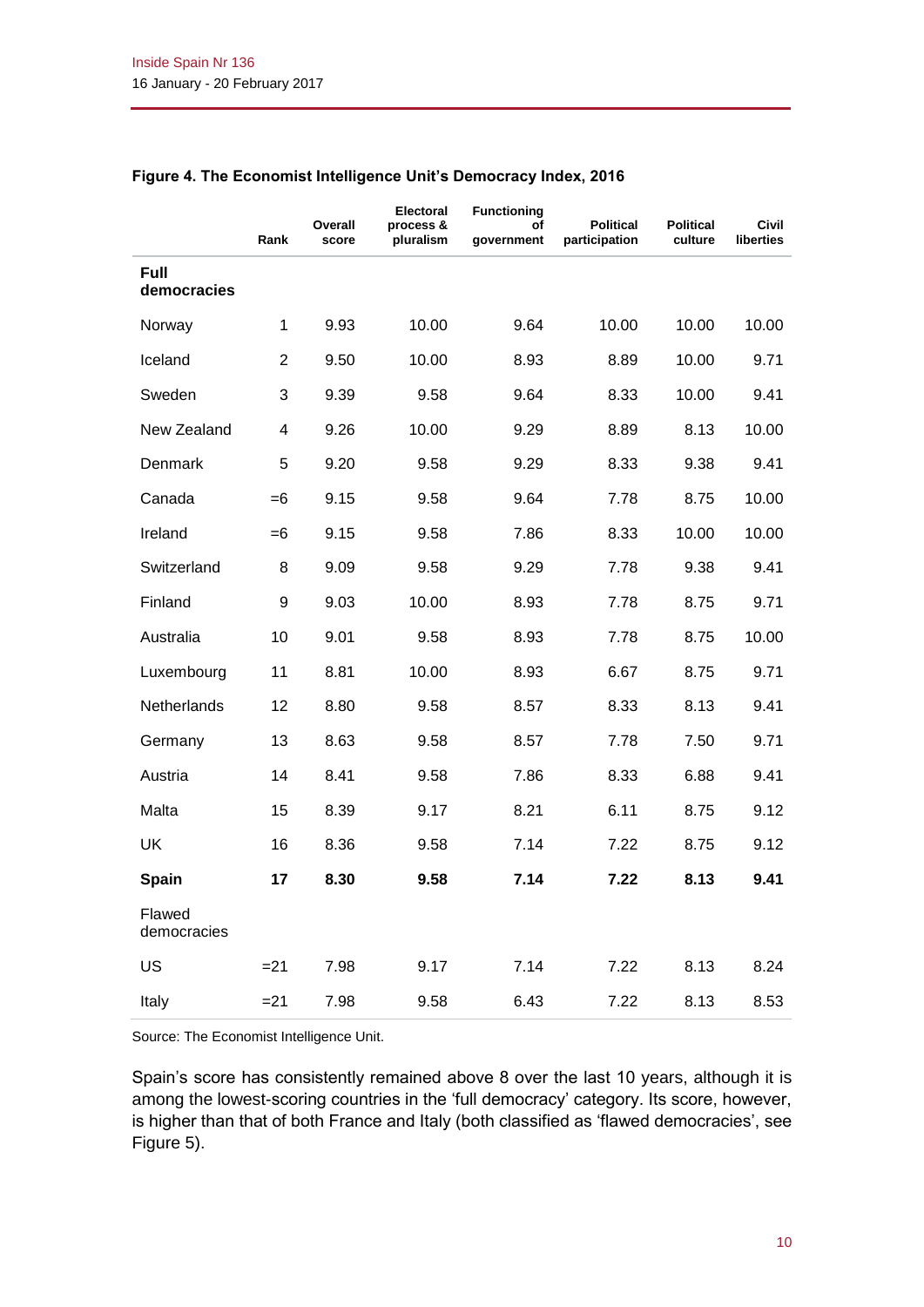**Figure 4. The Economist Intelligence Unit's Democracy Index, 2016**

| | Rank | Overall score | Electoral process & pluralism | Functioning of government | Political participation | Political culture | Civil liberties |
|---|---|---|---|---|---|---|---|
| **Full democracies** | | | | | | | |
| Norway | 1 | 9.93 | 10.00 | 9.64 | 10.00 | 10.00 | 10.00 |
| Iceland | 2 | 9.50 | 10.00 | 8.93 | 8.89 | 10.00 | 9.71 |
| Sweden | 3 | 9.39 | 9.58 | 9.64 | 8.33 | 10.00 | 9.41 |
| New Zealand | 4 | 9.26 | 10.00 | 9.29 | 8.89 | 8.13 | 10.00 |
| Denmark | 5 | 9.20 | 9.58 | 9.29 | 8.33 | 9.38 | 9.41 |
| Canada | =6 | 9.15 | 9.58 | 9.64 | 7.78 | 8.75 | 10.00 |
| Ireland | =6 | 9.15 | 9.58 | 7.86 | 8.33 | 10.00 | 10.00 |
| Switzerland | 8 | 9.09 | 9.58 | 9.29 | 7.78 | 9.38 | 9.41 |
| Finland | 9 | 9.03 | 10.00 | 8.93 | 7.78 | 8.75 | 9.71 |
| Australia | 10 | 9.01 | 9.58 | 8.93 | 7.78 | 8.75 | 10.00 |
| Luxembourg | 11 | 8.81 | 10.00 | 8.93 | 6.67 | 8.75 | 9.71 |
| Netherlands | 12 | 8.80 | 9.58 | 8.57 | 8.33 | 8.13 | 9.41 |
| Germany | 13 | 8.63 | 9.58 | 8.57 | 7.78 | 7.50 | 9.71 |
| Austria | 14 | 8.41 | 9.58 | 7.86 | 8.33 | 6.88 | 9.41 |
| Malta | 15 | 8.39 | 9.17 | 8.21 | 6.11 | 8.75 | 9.12 |
| UK | 16 | 8.36 | 9.58 | 7.14 | 7.22 | 8.75 | 9.12 |
| **Spain** | **17** | **8.30** | **9.58** | **7.14** | **7.22** | **8.13** | **9.41** |
| Flawed democracies | | | | | | | |
| US | =21 | 7.98 | 9.17 | 7.14 | 7.22 | 8.13 | 8.24 |
| Italy | =21 | 7.98 | 9.58 | 6.43 | 7.22 | 8.13 | 8.53 |

Source: The Economist Intelligence Unit.

Spain's score has consistently remained above 8 over the last 10 years, although it is among the lowest-scoring countries in the 'full democracy' category. Its score, however, is higher than that of both France and Italy (both classified as 'flawed democracies', see Figure 5).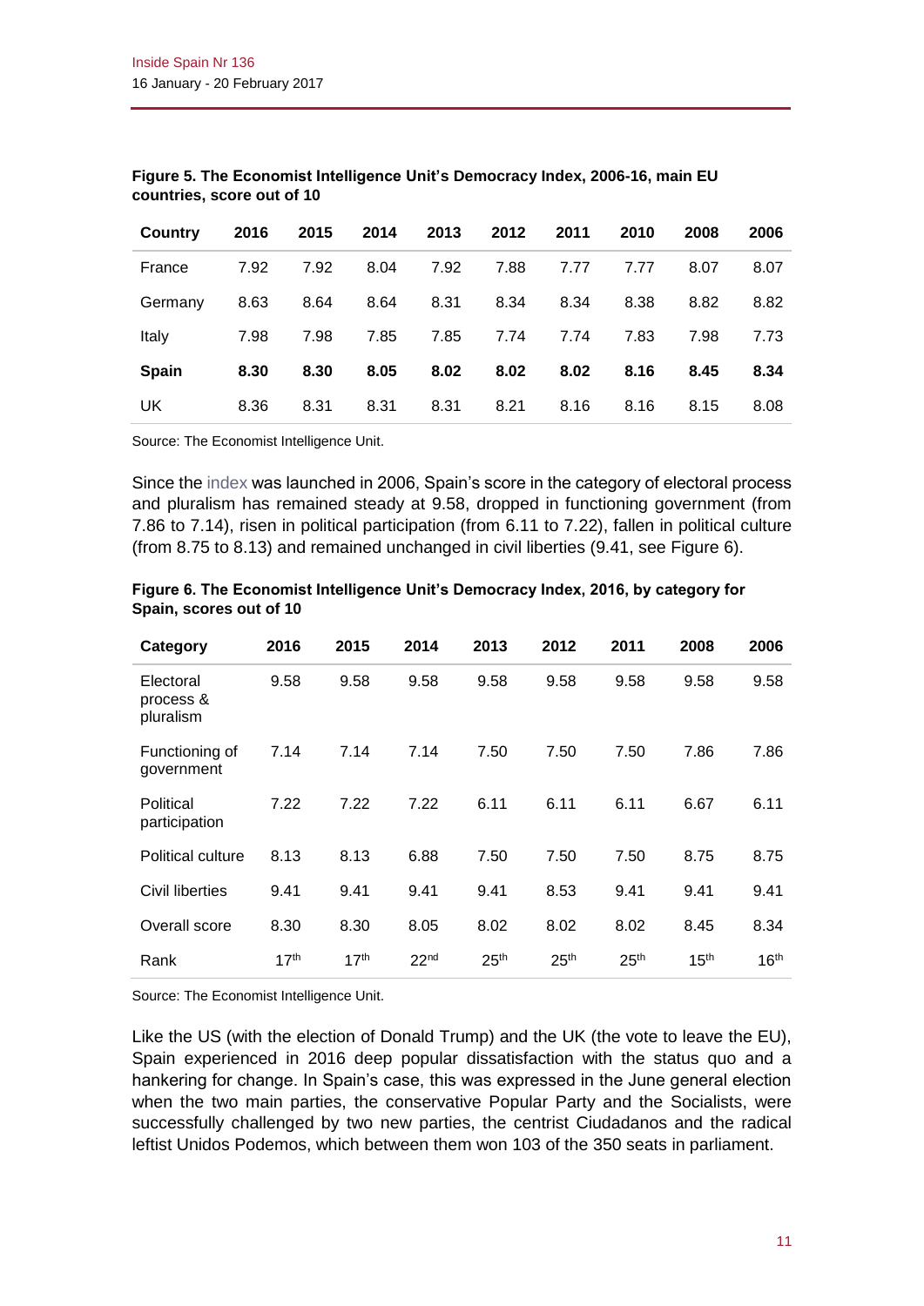**Figure 5. The Economist Intelligence Unit's Democracy Index, 2006-16, main EU countries, score out of 10**

| Country | 2016 | 2015 | 2014 | 2013 | 2012 | 2011 | 2010 | 2008 | 2006 |
|---|---|---|---|---|---|---|---|---|---|
| France | 7.92 | 7.92 | 8.04 | 7.92 | 7.88 | 7.77 | 7.77 | 8.07 | 8.07 |
| Germany | 8.63 | 8.64 | 8.64 | 8.31 | 8.34 | 8.34 | 8.38 | 8.82 | 8.82 |
| Italy | 7.98 | 7.98 | 7.85 | 7.85 | 7.74 | 7.74 | 7.83 | 7.98 | 7.73 |
| **Spain** | **8.30** | **8.30** | **8.05** | **8.02** | **8.02** | **8.02** | **8.16** | **8.45** | **8.34** |
| UK | 8.36 | 8.31 | 8.31 | 8.31 | 8.21 | 8.16 | 8.16 | 8.15 | 8.08 |

Source: The Economist Intelligence Unit.

Since the index was launched in 2006, Spain's score in the category of electoral process and pluralism has remained steady at 9.58, dropped in functioning government (from 7.86 to 7.14), risen in political participation (from 6.11 to 7.22), fallen in political culture (from 8.75 to 8.13) and remained unchanged in civil liberties (9.41, see Figure 6).

**Figure 6. The Economist Intelligence Unit's Democracy Index, 2016, by category for Spain, scores out of 10**

| Category | 2016 | 2015 | 2014 | 2013 | 2012 | 2011 | 2008 | 2006 |
|---|---|---|---|---|---|---|---|---|
| Electoral process & pluralism | 9.58 | 9.58 | 9.58 | 9.58 | 9.58 | 9.58 | 9.58 | 9.58 |
| Functioning of government | 7.14 | 7.14 | 7.14 | 7.50 | 7.50 | 7.50 | 7.86 | 7.86 |
| Political participation | 7.22 | 7.22 | 7.22 | 6.11 | 6.11 | 6.11 | 6.67 | 6.11 |
| Political culture | 8.13 | 8.13 | 6.88 | 7.50 | 7.50 | 7.50 | 8.75 | 8.75 |
| Civil liberties | 9.41 | 9.41 | 9.41 | 9.41 | 8.53 | 9.41 | 9.41 | 9.41 |
| Overall score | 8.30 | 8.30 | 8.05 | 8.02 | 8.02 | 8.02 | 8.45 | 8.34 |
| Rank | 17th | 17th | 22nd | 25th | 25th | 25th | 15th | 16th |

Source: The Economist Intelligence Unit.

Like the US (with the election of Donald Trump) and the UK (the vote to leave the EU), Spain experienced in 2016 deep popular dissatisfaction with the status quo and a hankering for change. In Spain's case, this was expressed in the June general election when the two main parties, the conservative Popular Party and the Socialists, were successfully challenged by two new parties, the centrist Ciudadanos and the radical leftist Unidos Podemos, which between them won 103 of the 350 seats in parliament.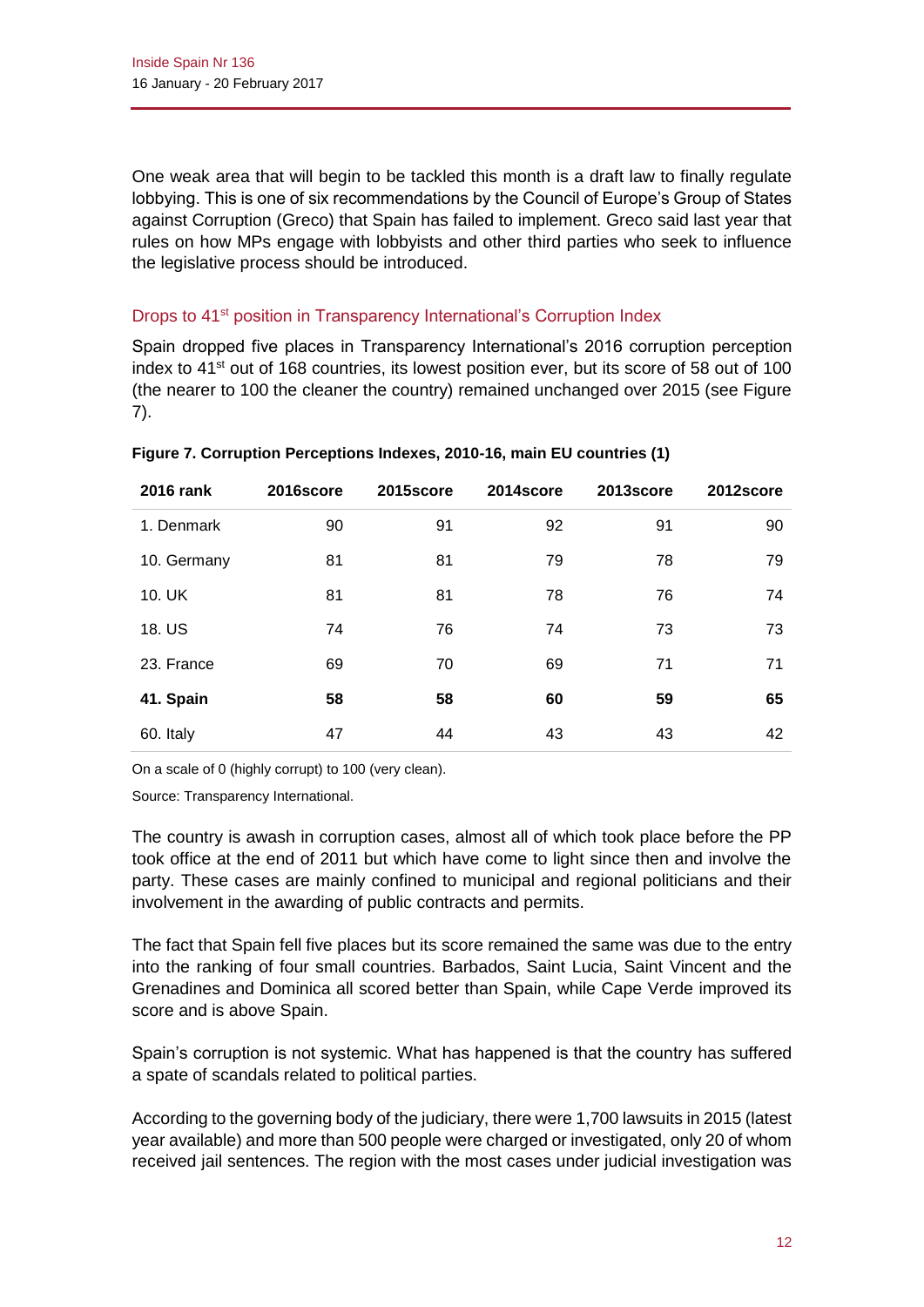One weak area that will begin to be tackled this month is a draft law to finally regulate lobbying. This is one of six recommendations by the Council of Europe's Group of States against Corruption (Greco) that Spain has failed to implement. Greco said last year that rules on how MPs engage with lobbyists and other third parties who seek to influence the legislative process should be introduced.

### Drops to 41st position in Transparency International's Corruption Index

Spain dropped five places in Transparency International's 2016 corruption perception index to 41st out of 168 countries, its lowest position ever, but its score of 58 out of 100 (the nearer to 100 the cleaner the country) remained unchanged over 2015 (see Figure 7).

**Figure 7. Corruption Perceptions Indexes, 2010-16, main EU countries (1)**

| 2016 rank | 2016score | 2015score | 2014score | 2013score | 2012score |
|---|---|---|---|---|---|
| 1. Denmark | 90 | 91 | 92 | 91 | 90 |
| 10. Germany | 81 | 81 | 79 | 78 | 79 |
| 10. UK | 81 | 81 | 78 | 76 | 74 |
| 18. US | 74 | 76 | 74 | 73 | 73 |
| 23. France | 69 | 70 | 69 | 71 | 71 |
| **41. Spain** | **58** | **58** | **60** | **59** | **65** |
| 60. Italy | 47 | 44 | 43 | 43 | 42 |

On a scale of 0 (highly corrupt) to 100 (very clean).

Source: Transparency International.

The country is awash in corruption cases, almost all of which took place before the PP took office at the end of 2011 but which have come to light since then and involve the party. These cases are mainly confined to municipal and regional politicians and their involvement in the awarding of public contracts and permits.

The fact that Spain fell five places but its score remained the same was due to the entry into the ranking of four small countries. Barbados, Saint Lucia, Saint Vincent and the Grenadines and Dominica all scored better than Spain, while Cape Verde improved its score and is above Spain.

Spain's corruption is not systemic. What has happened is that the country has suffered a spate of scandals related to political parties.

According to the governing body of the judiciary, there were 1,700 lawsuits in 2015 (latest year available) and more than 500 people were charged or investigated, only 20 of whom received jail sentences. The region with the most cases under judicial investigation was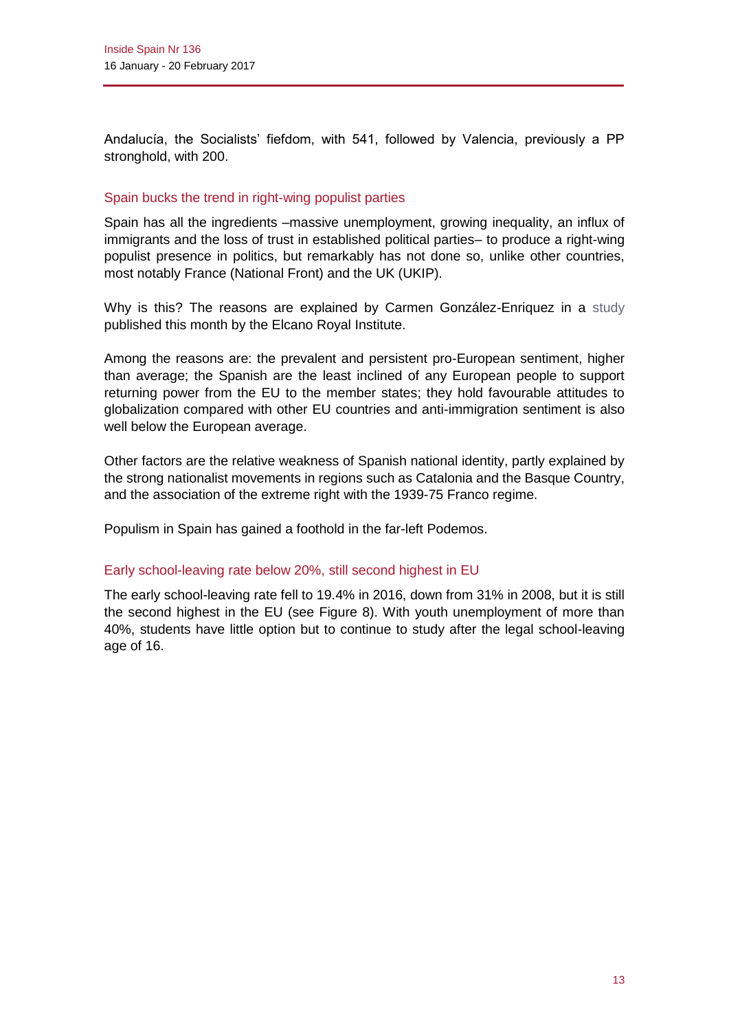Andalucía, the Socialists' fiefdom, with 541, followed by Valencia, previously a PP stronghold, with 200.

## Spain bucks the trend in right-wing populist parties

Spain has all the ingredients –massive unemployment, growing inequality, an influx of immigrants and the loss of trust in established political parties– to produce a right-wing populist presence in politics, but remarkably has not done so, unlike other countries, most notably France (National Front) and the UK (UKIP).

Why is this? The reasons are explained by Carmen González-Enriquez in a study published this month by the Elcano Royal Institute.

Among the reasons are: the prevalent and persistent pro-European sentiment, higher than average; the Spanish are the least inclined of any European people to support returning power from the EU to the member states; they hold favourable attitudes to globalization compared with other EU countries and anti-immigration sentiment is also well below the European average.

Other factors are the relative weakness of Spanish national identity, partly explained by the strong nationalist movements in regions such as Catalonia and the Basque Country, and the association of the extreme right with the 1939-75 Franco regime.

Populism in Spain has gained a foothold in the far-left Podemos.

## Early school-leaving rate below 20%, still second highest in EU

The early school-leaving rate fell to 19.4% in 2016, down from 31% in 2008, but it is still the second highest in the EU (see Figure 8). With youth unemployment of more than 40%, students have little option but to continue to study after the legal school-leaving age of 16.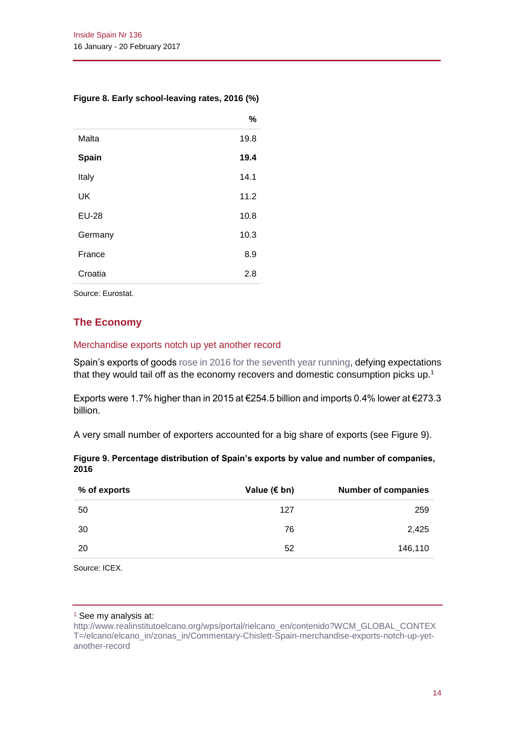**Figure 8. Early school-leaving rates, 2016 (%)**

| | % |
|---|---|
| Malta | 19.8 |
| **Spain** | **19.4** |
| Italy | 14.1 |
| UK | 11.2 |
| EU-28 | 10.8 |
| Germany | 10.3 |
| France | 8.9 |
| Croatia | 2.8 |

Source: Eurostat.

## The Economy

### Merchandise exports notch up yet another record

Spain's exports of goods rose in 2016 for the seventh year running, defying expectations that they would tail off as the economy recovers and domestic consumption picks up.[1]

Exports were 1.7% higher than in 2015 at €254.5 billion and imports 0.4% lower at €273.3 billion.

A very small number of exporters accounted for a big share of exports (see Figure 9).

**Figure 9. Percentage distribution of Spain's exports by value and number of companies, 2016**

| % of exports | Value (€ bn) | Number of companies |
|---|---|---|
| 50 | 127 | 259 |
| 30 | 76 | 2,425 |
| 20 | 52 | 146,110 |

Source: ICEX.

[1] See my analysis at: http://www.realinstitutoelcano.org/wps/portal/rielcano_en/contenido?WCM_GLOBAL_CONTEXT=/elcano/elcano_in/zonas_in/Commentary-Chislett-Spain-merchandise-exports-notch-up-yet-another-record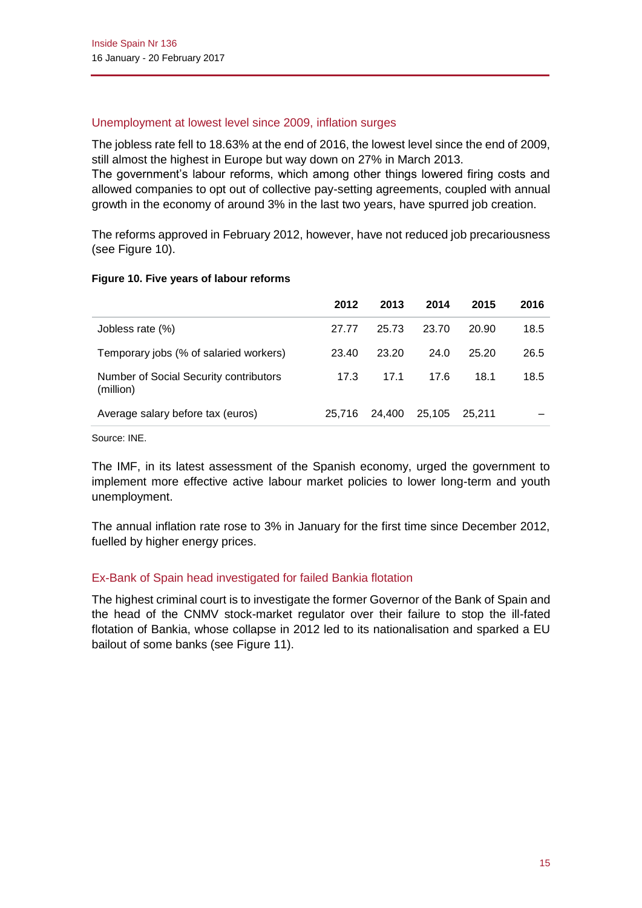## Unemployment at lowest level since 2009, inflation surges

The jobless rate fell to 18.63% at the end of 2016, the lowest level since the end of 2009, still almost the highest in Europe but way down on 27% in March 2013.
The government's labour reforms, which among other things lowered firing costs and allowed companies to opt out of collective pay-setting agreements, coupled with annual growth in the economy of around 3% in the last two years, have spurred job creation.

The reforms approved in February 2012, however, have not reduced job precariousness (see Figure 10).

**Figure 10. Five years of labour reforms**

| | 2012 | 2013 | 2014 | 2015 | 2016 |
|---|---|---|---|---|---|
| Jobless rate (%) | 27.77 | 25.73 | 23.70 | 20.90 | 18.5 |
| Temporary jobs (% of salaried workers) | 23.40 | 23.20 | 24.0 | 25.20 | 26.5 |
| Number of Social Security contributors (million) | 17.3 | 17.1 | 17.6 | 18.1 | 18.5 |
| Average salary before tax (euros) | 25,716 | 24,400 | 25,105 | 25,211 | – |

Source: INE.

The IMF, in its latest assessment of the Spanish economy, urged the government to implement more effective active labour market policies to lower long-term and youth unemployment.

The annual inflation rate rose to 3% in January for the first time since December 2012, fuelled by higher energy prices.

## Ex-Bank of Spain head investigated for failed Bankia flotation

The highest criminal court is to investigate the former Governor of the Bank of Spain and the head of the CNMV stock-market regulator over their failure to stop the ill-fated flotation of Bankia, whose collapse in 2012 led to its nationalisation and sparked a EU bailout of some banks (see Figure 11).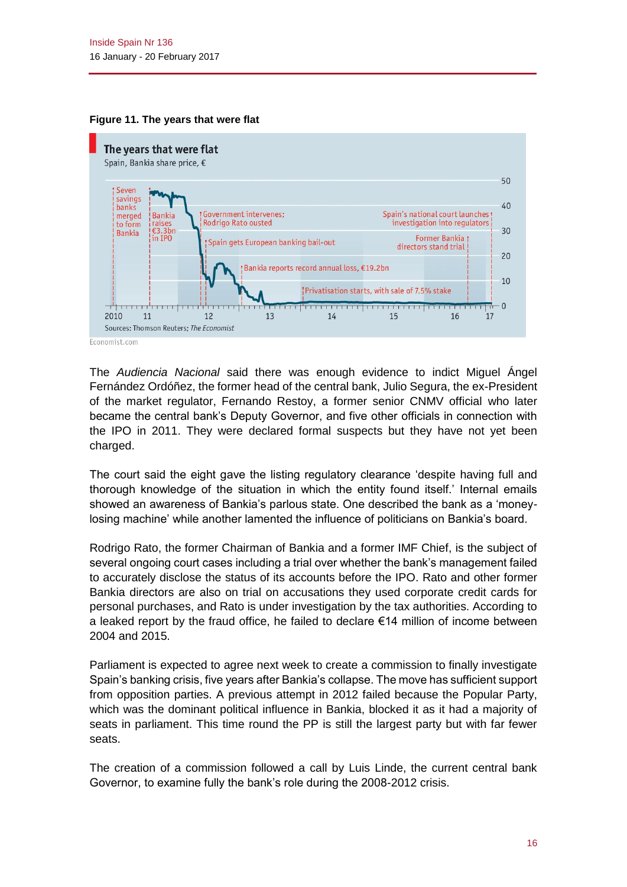**Figure 11. The years that were flat**

The *Audiencia Nacional* said there was enough evidence to indict Miguel Ángel Fernández Ordóñez, the former head of the central bank, Julio Segura, the ex-President of the market regulator, Fernando Restoy, a former senior CNMV official who later became the central bank's Deputy Governor, and five other officials in connection with the IPO in 2011. They were declared formal suspects but they have not yet been charged.

The court said the eight gave the listing regulatory clearance 'despite having full and thorough knowledge of the situation in which the entity found itself.' Internal emails showed an awareness of Bankia's parlous state. One described the bank as a 'money-losing machine' while another lamented the influence of politicians on Bankia's board.

Rodrigo Rato, the former Chairman of Bankia and a former IMF Chief, is the subject of several ongoing court cases including a trial over whether the bank's management failed to accurately disclose the status of its accounts before the IPO. Rato and other former Bankia directors are also on trial on accusations they used corporate credit cards for personal purchases, and Rato is under investigation by the tax authorities. According to a leaked report by the fraud office, he failed to declare €14 million of income between 2004 and 2015.

Parliament is expected to agree next week to create a commission to finally investigate Spain's banking crisis, five years after Bankia's collapse. The move has sufficient support from opposition parties. A previous attempt in 2012 failed because the Popular Party, which was the dominant political influence in Bankia, blocked it as it had a majority of seats in parliament. This time round the PP is still the largest party but with far fewer seats.

The creation of a commission followed a call by Luis Linde, the current central bank Governor, to examine fully the bank's role during the 2008-2012 crisis.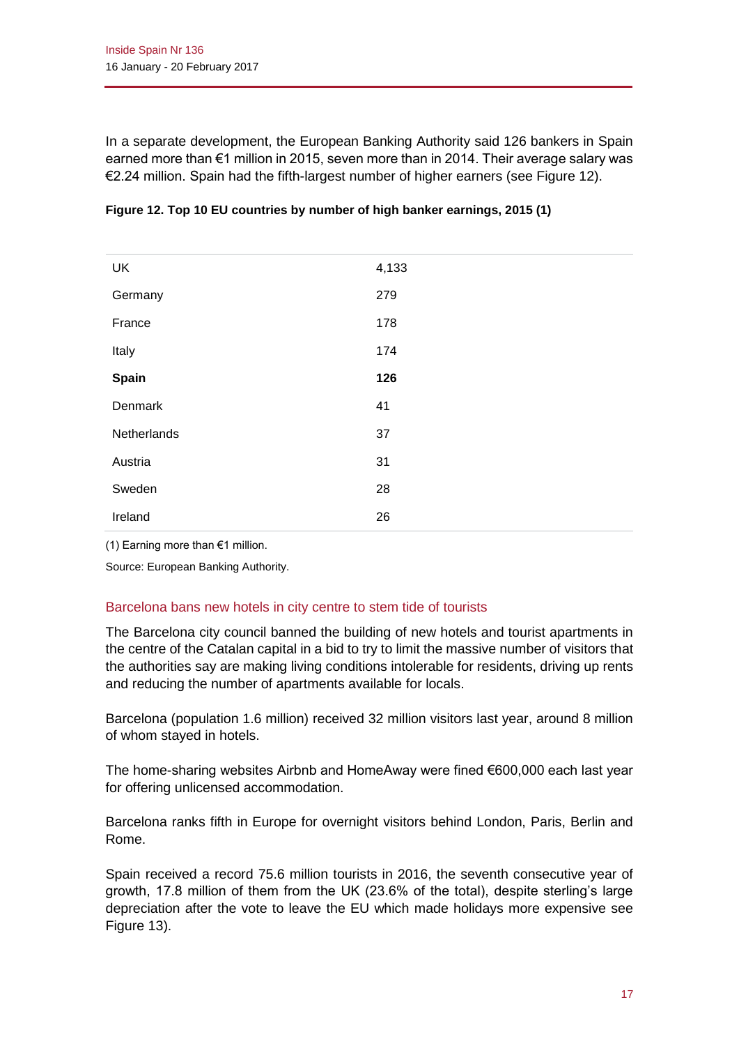In a separate development, the European Banking Authority said 126 bankers in Spain earned more than €1 million in 2015, seven more than in 2014. Their average salary was €2.24 million. Spain had the fifth-largest number of higher earners (see Figure 12).

**Figure 12. Top 10 EU countries by number of high banker earnings, 2015 (1)**

| | |
|---|---|
| UK | 4,133 |
| Germany | 279 |
| France | 178 |
| Italy | 174 |
| **Spain** | **126** |
| Denmark | 41 |
| Netherlands | 37 |
| Austria | 31 |
| Sweden | 28 |
| Ireland | 26 |

(1) Earning more than €1 million.

Source: European Banking Authority.

## Barcelona bans new hotels in city centre to stem tide of tourists

The Barcelona city council banned the building of new hotels and tourist apartments in the centre of the Catalan capital in a bid to try to limit the massive number of visitors that the authorities say are making living conditions intolerable for residents, driving up rents and reducing the number of apartments available for locals.

Barcelona (population 1.6 million) received 32 million visitors last year, around 8 million of whom stayed in hotels.

The home-sharing websites Airbnb and HomeAway were fined €600,000 each last year for offering unlicensed accommodation.

Barcelona ranks fifth in Europe for overnight visitors behind London, Paris, Berlin and Rome.

Spain received a record 75.6 million tourists in 2016, the seventh consecutive year of growth, 17.8 million of them from the UK (23.6% of the total), despite sterling's large depreciation after the vote to leave the EU which made holidays more expensive see Figure 13).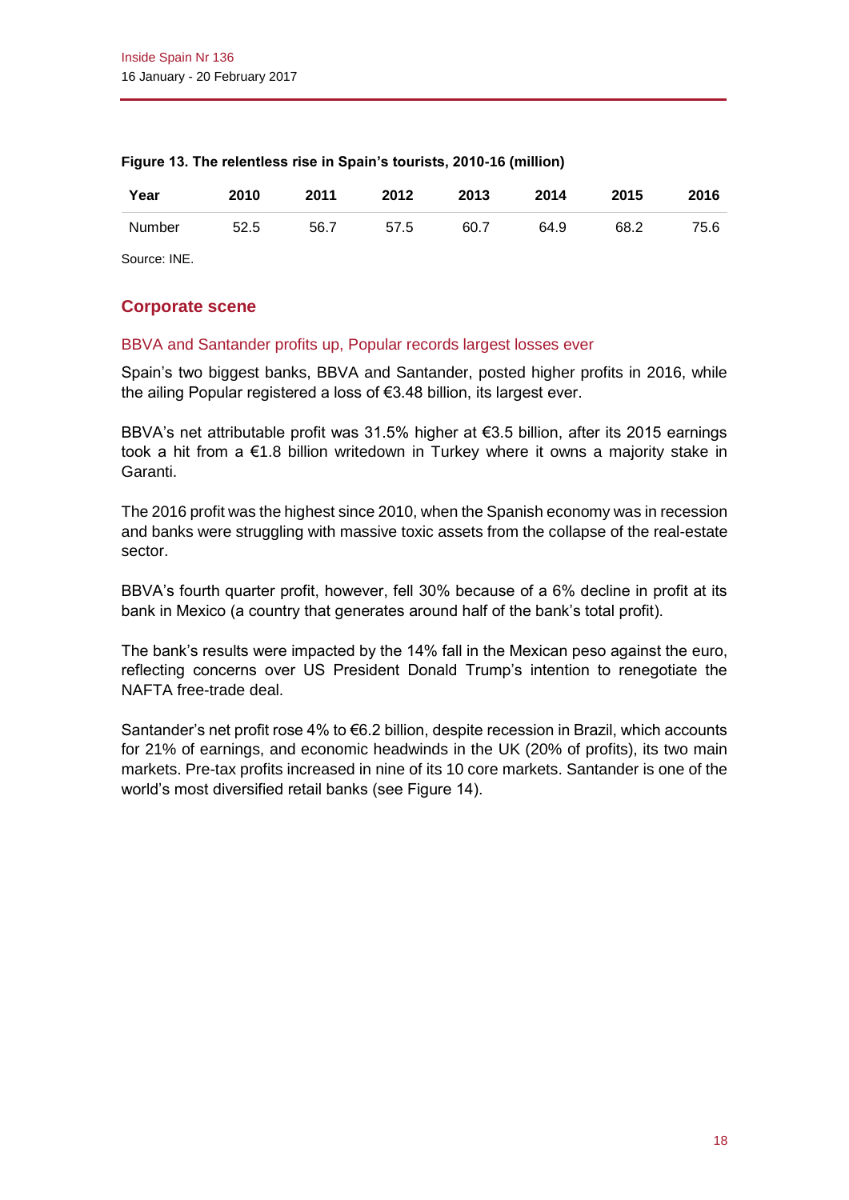**Figure 13. The relentless rise in Spain's tourists, 2010-16 (million)**

| Year | 2010 | 2011 | 2012 | 2013 | 2014 | 2015 | 2016 |
|---|---|---|---|---|---|---|---|
| Number | 52.5 | 56.7 | 57.5 | 60.7 | 64.9 | 68.2 | 75.6 |

Source: INE.

## Corporate scene

### BBVA and Santander profits up, Popular records largest losses ever

Spain's two biggest banks, BBVA and Santander, posted higher profits in 2016, while the ailing Popular registered a loss of €3.48 billion, its largest ever.

BBVA's net attributable profit was 31.5% higher at €3.5 billion, after its 2015 earnings took a hit from a €1.8 billion writedown in Turkey where it owns a majority stake in Garanti.

The 2016 profit was the highest since 2010, when the Spanish economy was in recession and banks were struggling with massive toxic assets from the collapse of the real-estate sector.

BBVA's fourth quarter profit, however, fell 30% because of a 6% decline in profit at its bank in Mexico (a country that generates around half of the bank's total profit).

The bank's results were impacted by the 14% fall in the Mexican peso against the euro, reflecting concerns over US President Donald Trump's intention to renegotiate the NAFTA free-trade deal.

Santander's net profit rose 4% to €6.2 billion, despite recession in Brazil, which accounts for 21% of earnings, and economic headwinds in the UK (20% of profits), its two main markets. Pre-tax profits increased in nine of its 10 core markets. Santander is one of the world's most diversified retail banks (see Figure 14).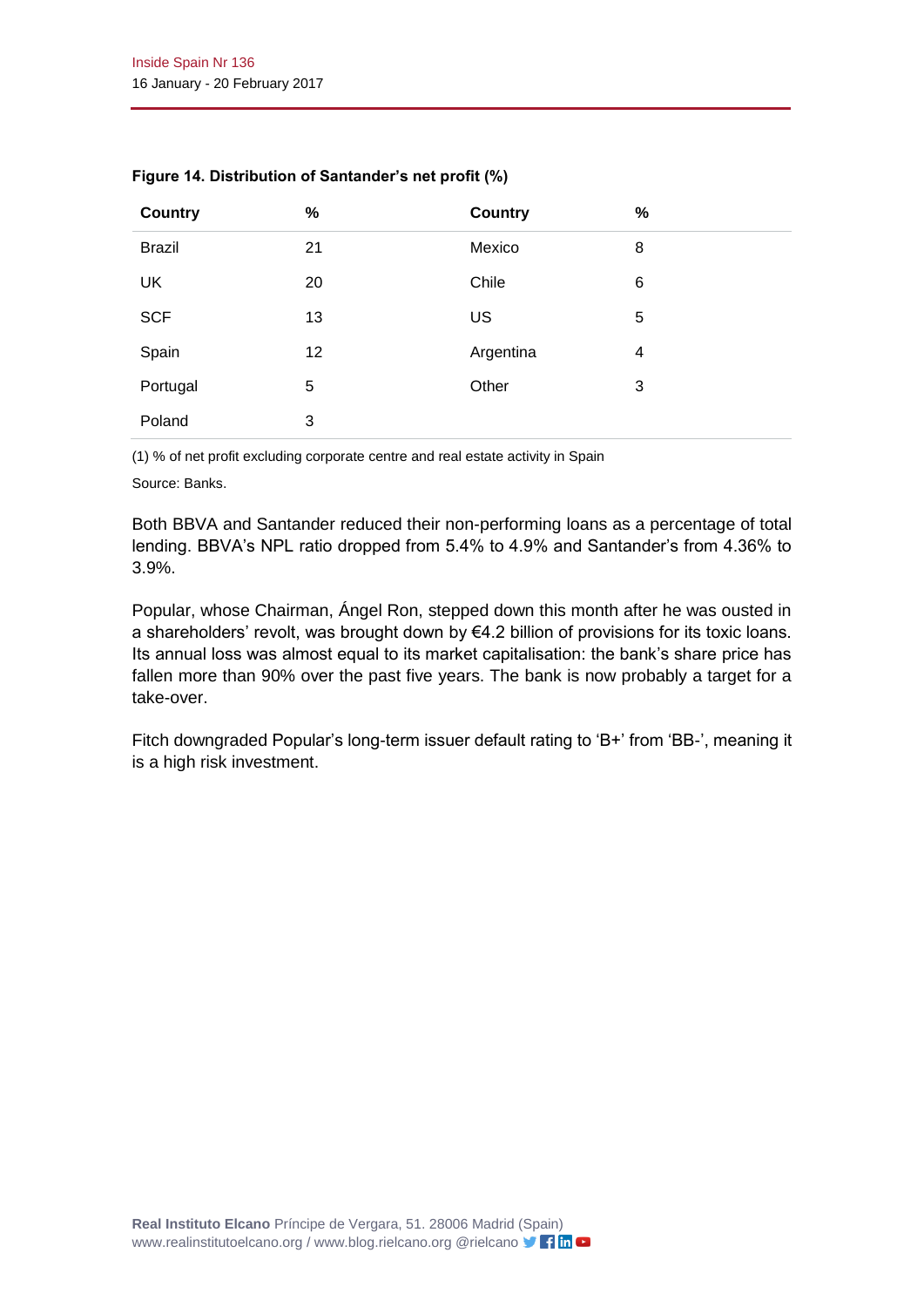**Figure 14. Distribution of Santander's net profit (%)**

| Country | % | Country | % |
|---|---|---|---|
| Brazil | 21 | Mexico | 8 |
| UK | 20 | Chile | 6 |
| SCF | 13 | US | 5 |
| Spain | 12 | Argentina | 4 |
| Portugal | 5 | Other | 3 |
| Poland | 3 | | |

(1) % of net profit excluding corporate centre and real estate activity in Spain

Source: Banks.

Both BBVA and Santander reduced their non-performing loans as a percentage of total lending. BBVA's NPL ratio dropped from 5.4% to 4.9% and Santander's from 4.36% to 3.9%.

Popular, whose Chairman, Ángel Ron, stepped down this month after he was ousted in a shareholders' revolt, was brought down by €4.2 billion of provisions for its toxic loans. Its annual loss was almost equal to its market capitalisation: the bank's share price has fallen more than 90% over the past five years. The bank is now probably a target for a take-over.

Fitch downgraded Popular's long-term issuer default rating to 'B+' from 'BB-', meaning it is a high risk investment.